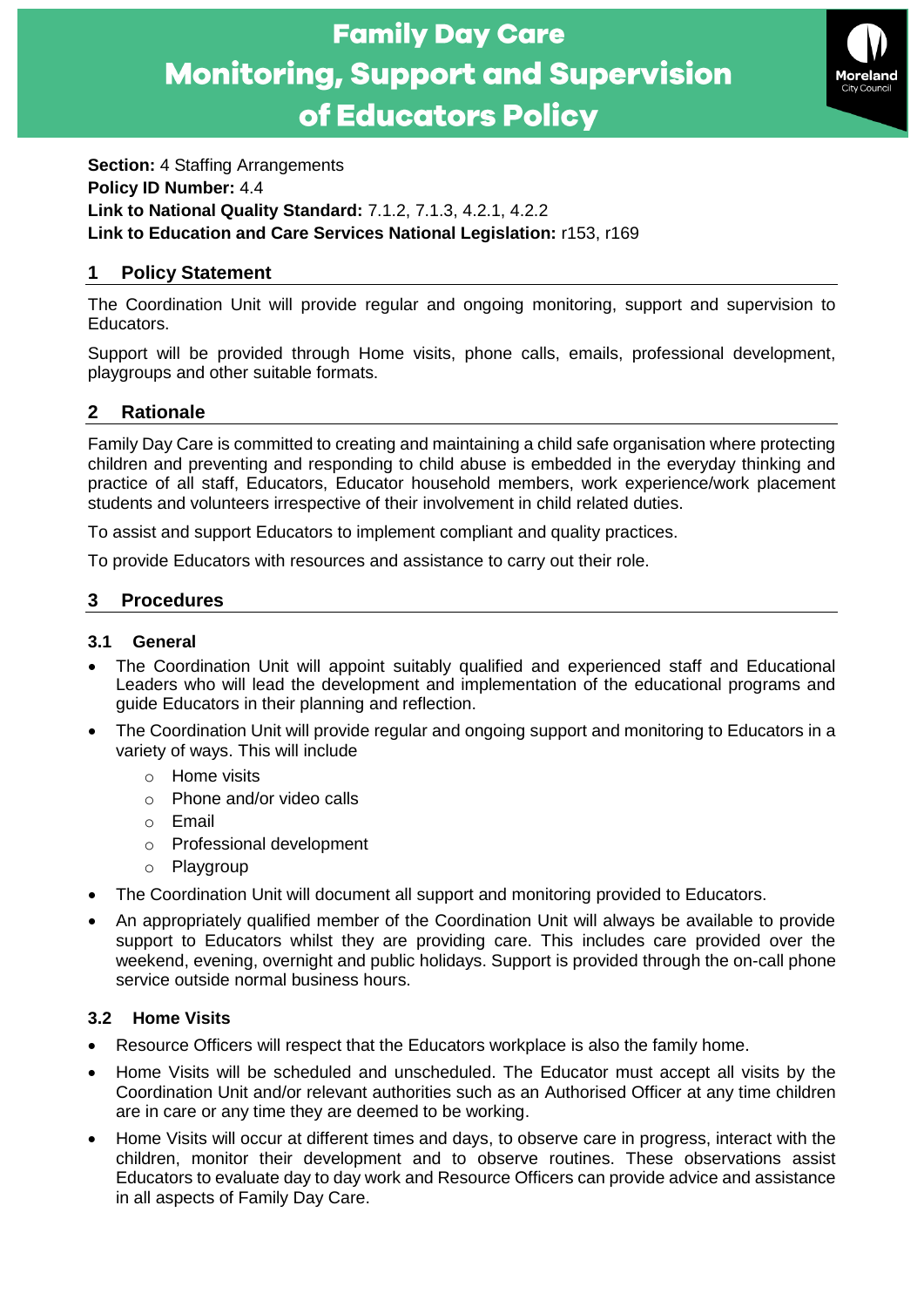# Family Day Care Monitoring, Support and Supervision of Educators Policy

**Section:** 4 Staffing Arrangements
**Policy ID Number:** 4.4
**Link to National Quality Standard:** 7.1.2, 7.1.3, 4.2.1, 4.2.2
**Link to Education and Care Services National Legislation:** r153, r169

## 1 Policy Statement

The Coordination Unit will provide regular and ongoing monitoring, support and supervision to Educators.

Support will be provided through Home visits, phone calls, emails, professional development, playgroups and other suitable formats.

## 2 Rationale

Family Day Care is committed to creating and maintaining a child safe organisation where protecting children and preventing and responding to child abuse is embedded in the everyday thinking and practice of all staff, Educators, Educator household members, work experience/work placement students and volunteers irrespective of their involvement in child related duties.

To assist and support Educators to implement compliant and quality practices.

To provide Educators with resources and assistance to carry out their role.

## 3 Procedures

### 3.1 General

- The Coordination Unit will appoint suitably qualified and experienced staff and Educational Leaders who will lead the development and implementation of the educational programs and guide Educators in their planning and reflection.
- The Coordination Unit will provide regular and ongoing support and monitoring to Educators in a variety of ways. This will include
  - Home visits
  - Phone and/or video calls
  - Email
  - Professional development
  - Playgroup
- The Coordination Unit will document all support and monitoring provided to Educators.
- An appropriately qualified member of the Coordination Unit will always be available to provide support to Educators whilst they are providing care. This includes care provided over the weekend, evening, overnight and public holidays. Support is provided through the on-call phone service outside normal business hours.

### 3.2 Home Visits

- Resource Officers will respect that the Educators workplace is also the family home.
- Home Visits will be scheduled and unscheduled. The Educator must accept all visits by the Coordination Unit and/or relevant authorities such as an Authorised Officer at any time children are in care or any time they are deemed to be working.
- Home Visits will occur at different times and days, to observe care in progress, interact with the children, monitor their development and to observe routines. These observations assist Educators to evaluate day to day work and Resource Officers can provide advice and assistance in all aspects of Family Day Care.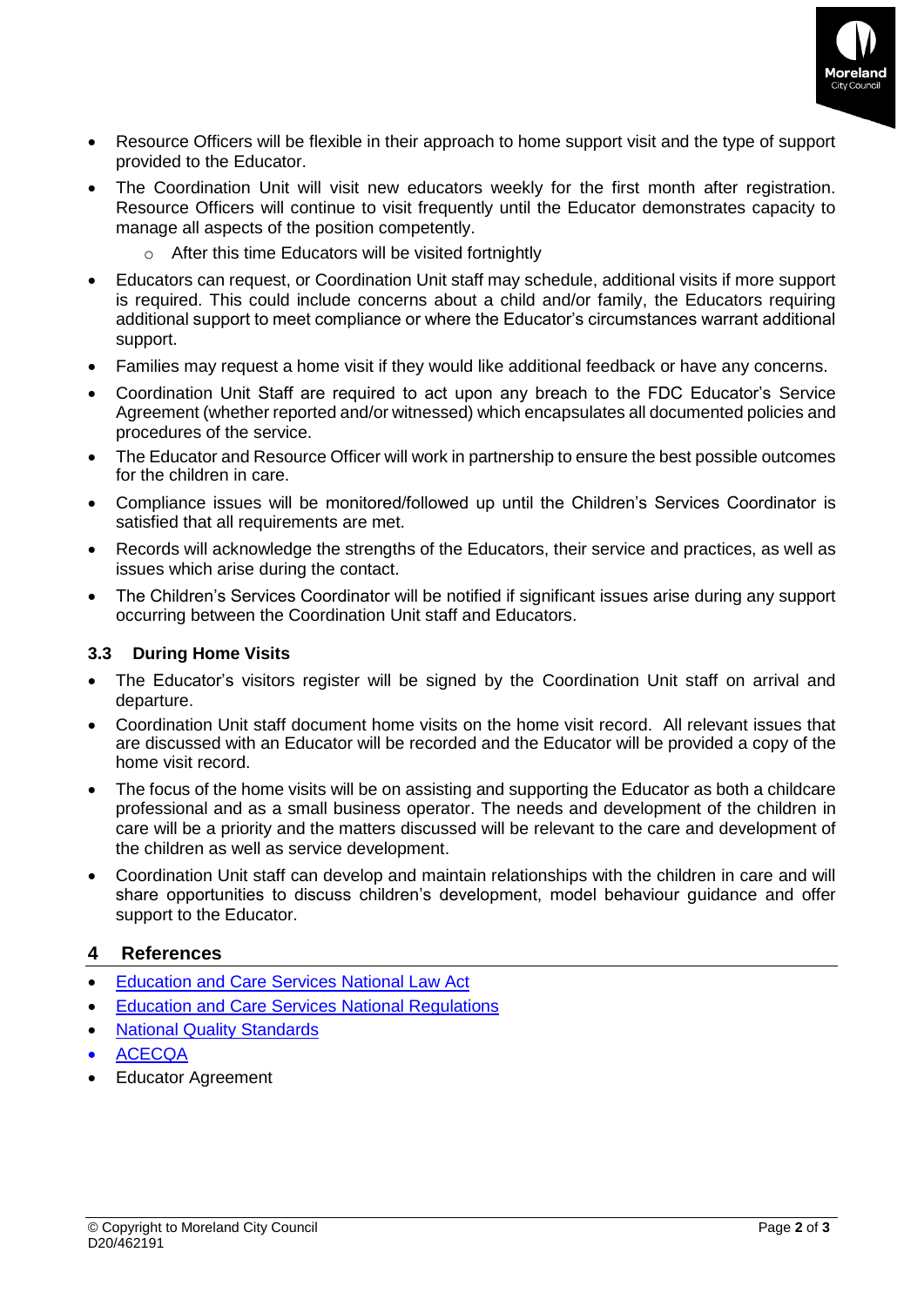- Resource Officers will be flexible in their approach to home support visit and the type of support provided to the Educator.
- The Coordination Unit will visit new educators weekly for the first month after registration. Resource Officers will continue to visit frequently until the Educator demonstrates capacity to manage all aspects of the position competently.
    - After this time Educators will be visited fortnightly
- Educators can request, or Coordination Unit staff may schedule, additional visits if more support is required. This could include concerns about a child and/or family, the Educators requiring additional support to meet compliance or where the Educator's circumstances warrant additional support.
- Families may request a home visit if they would like additional feedback or have any concerns.
- Coordination Unit Staff are required to act upon any breach to the FDC Educator's Service Agreement (whether reported and/or witnessed) which encapsulates all documented policies and procedures of the service.
- The Educator and Resource Officer will work in partnership to ensure the best possible outcomes for the children in care.
- Compliance issues will be monitored/followed up until the Children's Services Coordinator is satisfied that all requirements are met.
- Records will acknowledge the strengths of the Educators, their service and practices, as well as issues which arise during the contact.
- The Children's Services Coordinator will be notified if significant issues arise during any support occurring between the Coordination Unit staff and Educators.

### 3.3 During Home Visits

- The Educator's visitors register will be signed by the Coordination Unit staff on arrival and departure.
- Coordination Unit staff document home visits on the home visit record. All relevant issues that are discussed with an Educator will be recorded and the Educator will be provided a copy of the home visit record.
- The focus of the home visits will be on assisting and supporting the Educator as both a childcare professional and as a small business operator. The needs and development of the children in care will be a priority and the matters discussed will be relevant to the care and development of the children as well as service development.
- Coordination Unit staff can develop and maintain relationships with the children in care and will share opportunities to discuss children's development, model behaviour guidance and offer support to the Educator.

## 4 References

- Education and Care Services National Law Act
- Education and Care Services National Regulations
- National Quality Standards
- ACECQA
- Educator Agreement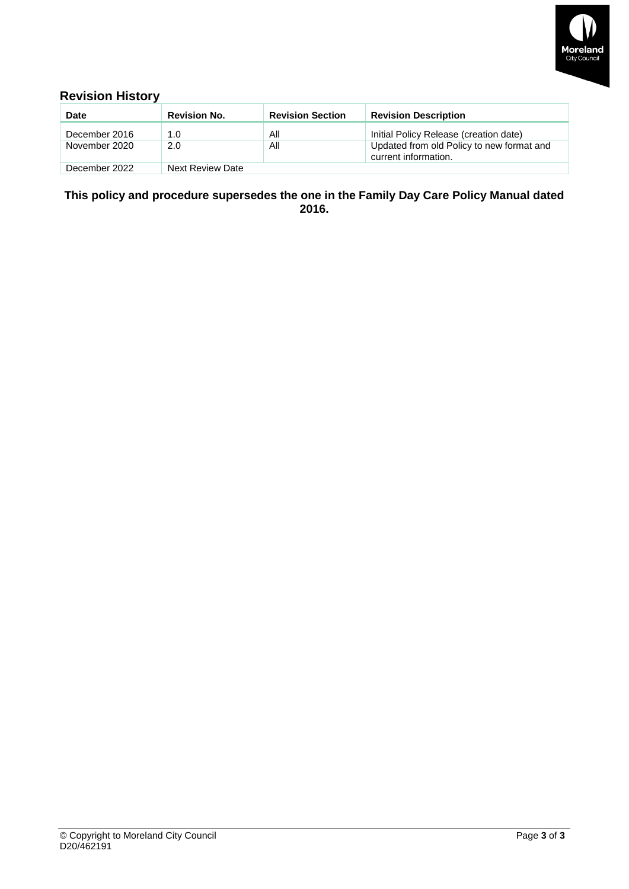## Revision History

| Date | Revision No. | Revision Section | Revision Description |
|---|---|---|---|
| December 2016 | 1.0 | All | Initial Policy Release (creation date) |
| November 2020 | 2.0 | All | Updated from old Policy to new format and current information. |
| December 2022 | Next Review Date | | |

**This policy and procedure supersedes the one in the Family Day Care Policy Manual dated 2016.**

© Copyright to Moreland City Council
D20/462191